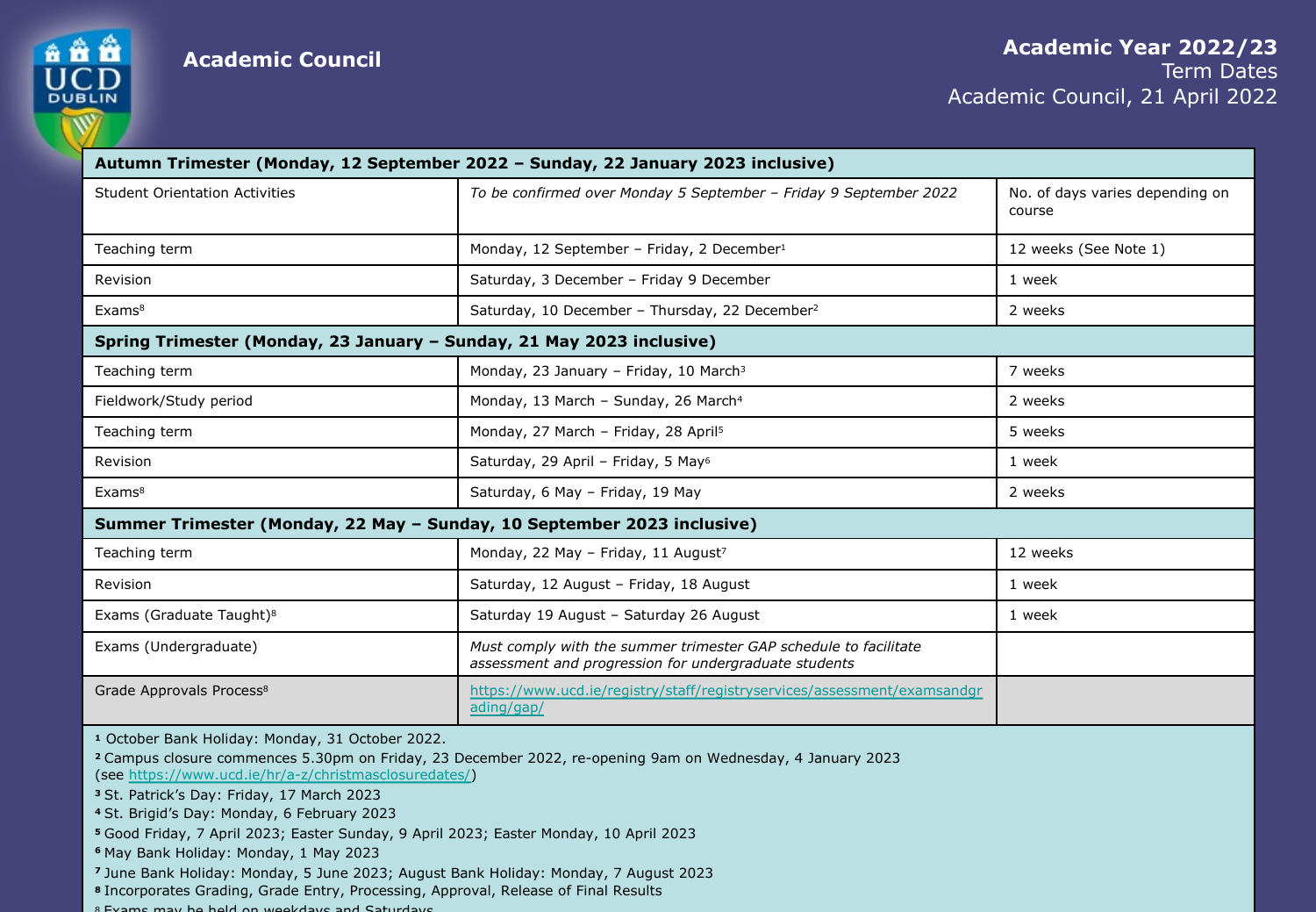**Academic Council**

# Academic Year 2022/23

Term Dates

Academic Council, 21 April 2022

| **Autumn Trimester (Monday, 12 September 2022 – Sunday, 22 January 2023 inclusive)** | | |
|---|---|---|
| Student Orientation Activities | *To be confirmed over Monday 5 September – Friday 9 September 2022* | No. of days varies depending on course |
| Teaching term | Monday, 12 September – Friday, 2 December[1] | 12 weeks (See Note 1) |
| Revision | Saturday, 3 December – Friday 9 December | 1 week |
| Exams[8] | Saturday, 10 December – Thursday, 22 December[2] | 2 weeks |
| **Spring Trimester (Monday, 23 January – Sunday, 21 May 2023 inclusive)** | | |
| Teaching term | Monday, 23 January – Friday, 10 March[3] | 7 weeks |
| Fieldwork/Study period | Monday, 13 March – Sunday, 26 March[4] | 2 weeks |
| Teaching term | Monday, 27 March – Friday, 28 April[5] | 5 weeks |
| Revision | Saturday, 29 April – Friday, 5 May[6] | 1 week |
| Exams[8] | Saturday, 6 May – Friday, 19 May | 2 weeks |
| **Summer Trimester (Monday, 22 May – Sunday, 10 September 2023 inclusive)** | | |
| Teaching term | Monday, 22 May – Friday, 11 August[7] | 12 weeks |
| Revision | Saturday, 12 August – Friday, 18 August | 1 week |
| Exams (Graduate Taught)[8] | Saturday 19 August – Saturday 26 August | 1 week |
| Exams (Undergraduate) | *Must comply with the summer trimester GAP schedule to facilitate assessment and progression for undergraduate students* | |
| Grade Approvals Process[8] | https://www.ucd.ie/registry/staff/registryservices/assessment/examsandgrading/gap/ | |

[1] October Bank Holiday: Monday, 31 October 2022.

[2] Campus closure commences 5.30pm on Friday, 23 December 2022, re-opening 9am on Wednesday, 4 January 2023 (see https://www.ucd.ie/hr/a-z/christmasclosuredates/)

[3] St. Patrick's Day: Friday, 17 March 2023

[4] St. Brigid's Day: Monday, 6 February 2023

[5] Good Friday, 7 April 2023; Easter Sunday, 9 April 2023; Easter Monday, 10 April 2023

[6] May Bank Holiday: Monday, 1 May 2023

[7] June Bank Holiday: Monday, 5 June 2023; August Bank Holiday: Monday, 7 August 2023

[8] Incorporates Grading, Grade Entry, Processing, Approval, Release of Final Results

[8] Exams may be held on weekdays and Saturdays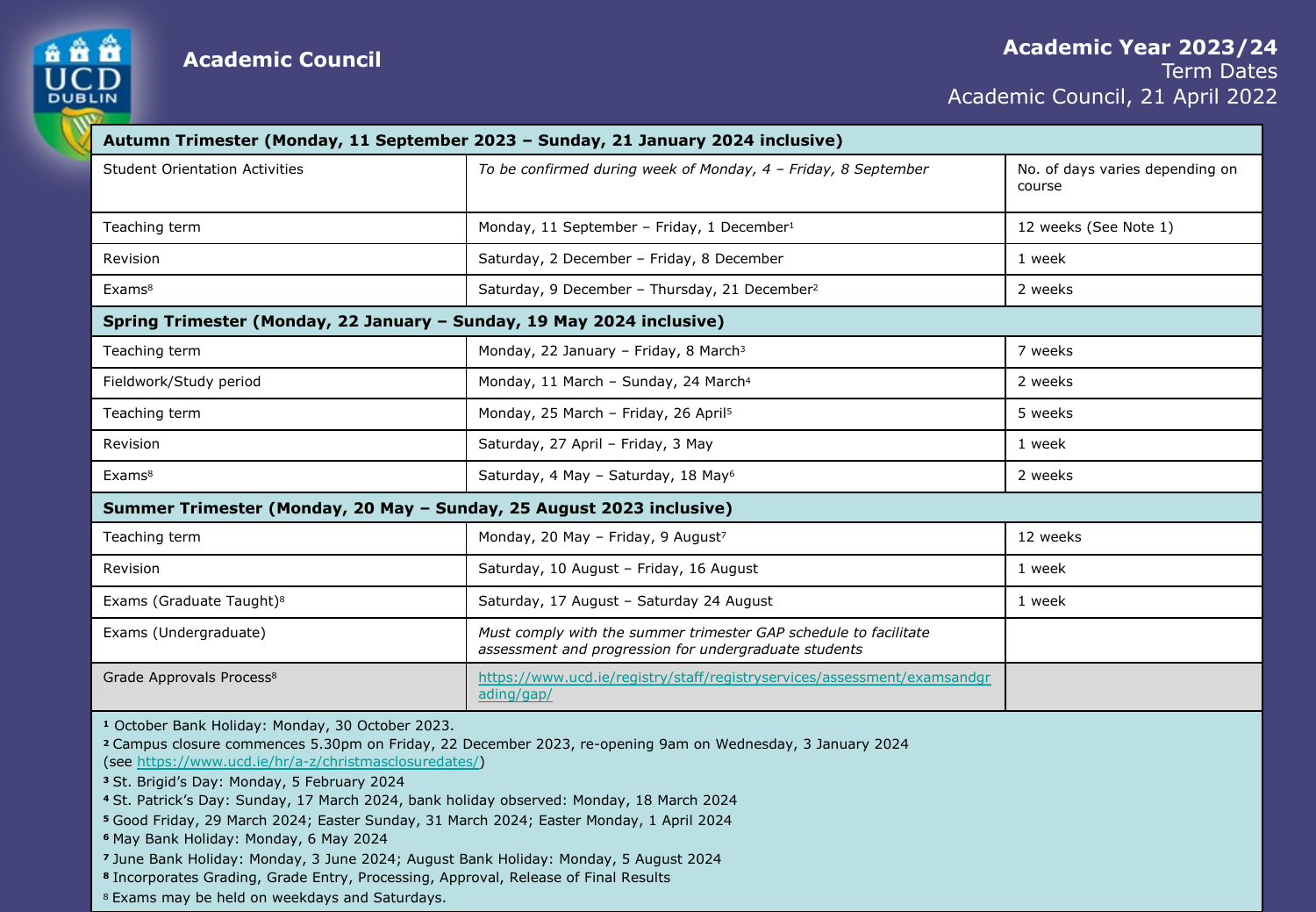**Academic Council**

# Academic Year 2023/24

Term Dates

Academic Council, 21 April 2022

| | | |
|---|---|---|
| **Autumn Trimester (Monday, 11 September 2023 – Sunday, 21 January 2024 inclusive)** | | |
| Student Orientation Activities | *To be confirmed during week of Monday, 4 – Friday, 8 September* | No. of days varies depending on course |
| Teaching term | Monday, 11 September – Friday, 1 December[1] | 12 weeks (See Note 1) |
| Revision | Saturday, 2 December – Friday, 8 December | 1 week |
| Exams[8] | Saturday, 9 December – Thursday, 21 December[2] | 2 weeks |
| **Spring Trimester (Monday, 22 January – Sunday, 19 May 2024 inclusive)** | | |
| Teaching term | Monday, 22 January – Friday, 8 March[3] | 7 weeks |
| Fieldwork/Study period | Monday, 11 March – Sunday, 24 March[4] | 2 weeks |
| Teaching term | Monday, 25 March – Friday, 26 April[5] | 5 weeks |
| Revision | Saturday, 27 April – Friday, 3 May | 1 week |
| Exams[8] | Saturday, 4 May – Saturday, 18 May[6] | 2 weeks |
| **Summer Trimester (Monday, 20 May – Sunday, 25 August 2023 inclusive)** | | |
| Teaching term | Monday, 20 May – Friday, 9 August[7] | 12 weeks |
| Revision | Saturday, 10 August – Friday, 16 August | 1 week |
| Exams (Graduate Taught)[8] | Saturday, 17 August – Saturday 24 August | 1 week |
| Exams (Undergraduate) | *Must comply with the summer trimester GAP schedule to facilitate assessment and progression for undergraduate students* | |
| Grade Approvals Process[8] | https://www.ucd.ie/registry/staff/registryservices/assessment/examsandgrading/gap/ | |

[1] October Bank Holiday: Monday, 30 October 2023.

[2] Campus closure commences 5.30pm on Friday, 22 December 2023, re-opening 9am on Wednesday, 3 January 2024 (see https://www.ucd.ie/hr/a-z/christmasclosuredates/)

[3] St. Brigid's Day: Monday, 5 February 2024

[4] St. Patrick's Day: Sunday, 17 March 2024, bank holiday observed: Monday, 18 March 2024

[5] Good Friday, 29 March 2024; Easter Sunday, 31 March 2024; Easter Monday, 1 April 2024

[6] May Bank Holiday: Monday, 6 May 2024

[7] June Bank Holiday: Monday, 3 June 2024; August Bank Holiday: Monday, 5 August 2024

[8] Incorporates Grading, Grade Entry, Processing, Approval, Release of Final Results

[8] Exams may be held on weekdays and Saturdays.